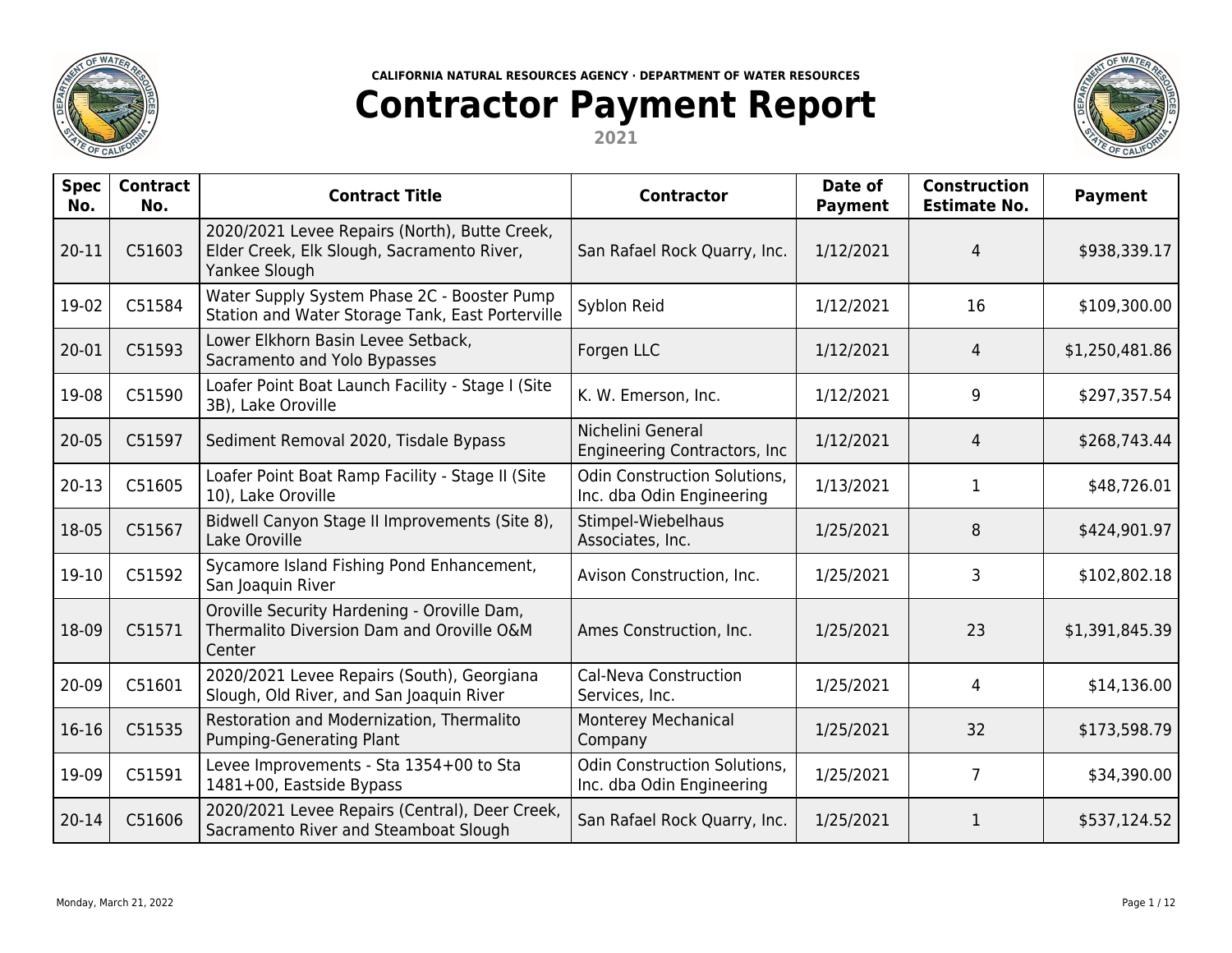CALIFORNIA NATURAL RESOURCES AGENCY · DEPARTMENT OF WATER RESOURCES

# Contractor Payment Report

2021

| Spec No. | Contract No. | Contract Title | Contractor | Date of Payment | Construction Estimate No. | Payment |
|---|---|---|---|---|---|---|
| 20-11 | C51603 | 2020/2021 Levee Repairs (North), Butte Creek, Elder Creek, Elk Slough, Sacramento River, Yankee Slough | San Rafael Rock Quarry, Inc. | 1/12/2021 | 4 | $938,339.17 |
| 19-02 | C51584 | Water Supply System Phase 2C - Booster Pump Station and Water Storage Tank, East Porterville | Syblon Reid | 1/12/2021 | 16 | $109,300.00 |
| 20-01 | C51593 | Lower Elkhorn Basin Levee Setback, Sacramento and Yolo Bypasses | Forgen LLC | 1/12/2021 | 4 | $1,250,481.86 |
| 19-08 | C51590 | Loafer Point Boat Launch Facility - Stage I (Site 3B), Lake Oroville | K. W. Emerson, Inc. | 1/12/2021 | 9 | $297,357.54 |
| 20-05 | C51597 | Sediment Removal 2020, Tisdale Bypass | Nichelini General Engineering Contractors, Inc | 1/12/2021 | 4 | $268,743.44 |
| 20-13 | C51605 | Loafer Point Boat Ramp Facility - Stage II (Site 10), Lake Oroville | Odin Construction Solutions, Inc. dba Odin Engineering | 1/13/2021 | 1 | $48,726.01 |
| 18-05 | C51567 | Bidwell Canyon Stage II Improvements (Site 8), Lake Oroville | Stimpel-Wiebelhaus Associates, Inc. | 1/25/2021 | 8 | $424,901.97 |
| 19-10 | C51592 | Sycamore Island Fishing Pond Enhancement, San Joaquin River | Avison Construction, Inc. | 1/25/2021 | 3 | $102,802.18 |
| 18-09 | C51571 | Oroville Security Hardening - Oroville Dam, Thermalito Diversion Dam and Oroville O&M Center | Ames Construction, Inc. | 1/25/2021 | 23 | $1,391,845.39 |
| 20-09 | C51601 | 2020/2021 Levee Repairs (South), Georgiana Slough, Old River, and San Joaquin River | Cal-Neva Construction Services, Inc. | 1/25/2021 | 4 | $14,136.00 |
| 16-16 | C51535 | Restoration and Modernization, Thermalito Pumping-Generating Plant | Monterey Mechanical Company | 1/25/2021 | 32 | $173,598.79 |
| 19-09 | C51591 | Levee Improvements - Sta 1354+00 to Sta 1481+00, Eastside Bypass | Odin Construction Solutions, Inc. dba Odin Engineering | 1/25/2021 | 7 | $34,390.00 |
| 20-14 | C51606 | 2020/2021 Levee Repairs (Central), Deer Creek, Sacramento River and Steamboat Slough | San Rafael Rock Quarry, Inc. | 1/25/2021 | 1 | $537,124.52 |

Monday, March 21, 2022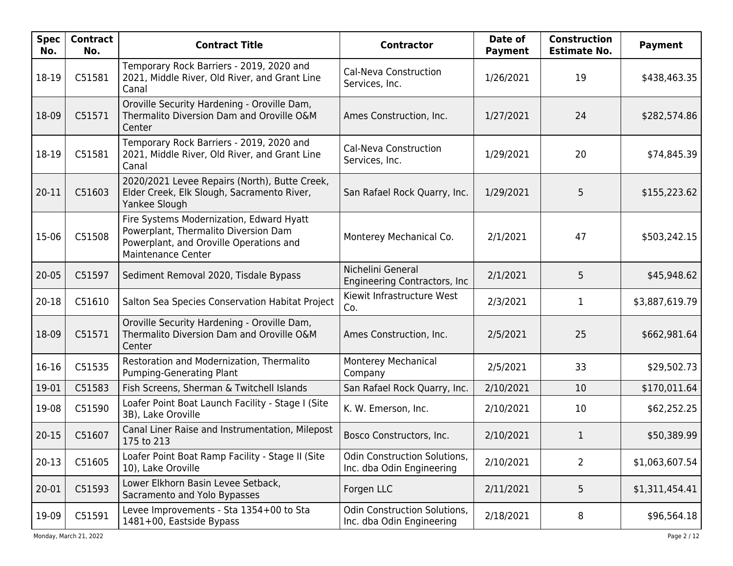| Spec No. | Contract No. | Contract Title | Contractor | Date of Payment | Construction Estimate No. | Payment |
|---|---|---|---|---|---|---|
| 18-19 | C51581 | Temporary Rock Barriers - 2019, 2020 and 2021, Middle River, Old River, and Grant Line Canal | Cal-Neva Construction Services, Inc. | 1/26/2021 | 19 | $438,463.35 |
| 18-09 | C51571 | Oroville Security Hardening - Oroville Dam, Thermalito Diversion Dam and Oroville O&M Center | Ames Construction, Inc. | 1/27/2021 | 24 | $282,574.86 |
| 18-19 | C51581 | Temporary Rock Barriers - 2019, 2020 and 2021, Middle River, Old River, and Grant Line Canal | Cal-Neva Construction Services, Inc. | 1/29/2021 | 20 | $74,845.39 |
| 20-11 | C51603 | 2020/2021 Levee Repairs (North), Butte Creek, Elder Creek, Elk Slough, Sacramento River, Yankee Slough | San Rafael Rock Quarry, Inc. | 1/29/2021 | 5 | $155,223.62 |
| 15-06 | C51508 | Fire Systems Modernization, Edward Hyatt Powerplant, Thermalito Diversion Dam Powerplant, and Oroville Operations and Maintenance Center | Monterey Mechanical Co. | 2/1/2021 | 47 | $503,242.15 |
| 20-05 | C51597 | Sediment Removal 2020, Tisdale Bypass | Nichelini General Engineering Contractors, Inc | 2/1/2021 | 5 | $45,948.62 |
| 20-18 | C51610 | Salton Sea Species Conservation Habitat Project | Kiewit Infrastructure West Co. | 2/3/2021 | 1 | $3,887,619.79 |
| 18-09 | C51571 | Oroville Security Hardening - Oroville Dam, Thermalito Diversion Dam and Oroville O&M Center | Ames Construction, Inc. | 2/5/2021 | 25 | $662,981.64 |
| 16-16 | C51535 | Restoration and Modernization, Thermalito Pumping-Generating Plant | Monterey Mechanical Company | 2/5/2021 | 33 | $29,502.73 |
| 19-01 | C51583 | Fish Screens, Sherman & Twitchell Islands | San Rafael Rock Quarry, Inc. | 2/10/2021 | 10 | $170,011.64 |
| 19-08 | C51590 | Loafer Point Boat Launch Facility - Stage I (Site 3B), Lake Oroville | K. W. Emerson, Inc. | 2/10/2021 | 10 | $62,252.25 |
| 20-15 | C51607 | Canal Liner Raise and Instrumentation, Milepost 175 to 213 | Bosco Constructors, Inc. | 2/10/2021 | 1 | $50,389.99 |
| 20-13 | C51605 | Loafer Point Boat Ramp Facility - Stage II (Site 10), Lake Oroville | Odin Construction Solutions, Inc. dba Odin Engineering | 2/10/2021 | 2 | $1,063,607.54 |
| 20-01 | C51593 | Lower Elkhorn Basin Levee Setback, Sacramento and Yolo Bypasses | Forgen LLC | 2/11/2021 | 5 | $1,311,454.41 |
| 19-09 | C51591 | Levee Improvements - Sta 1354+00 to Sta 1481+00, Eastside Bypass | Odin Construction Solutions, Inc. dba Odin Engineering | 2/18/2021 | 8 | $96,564.18 |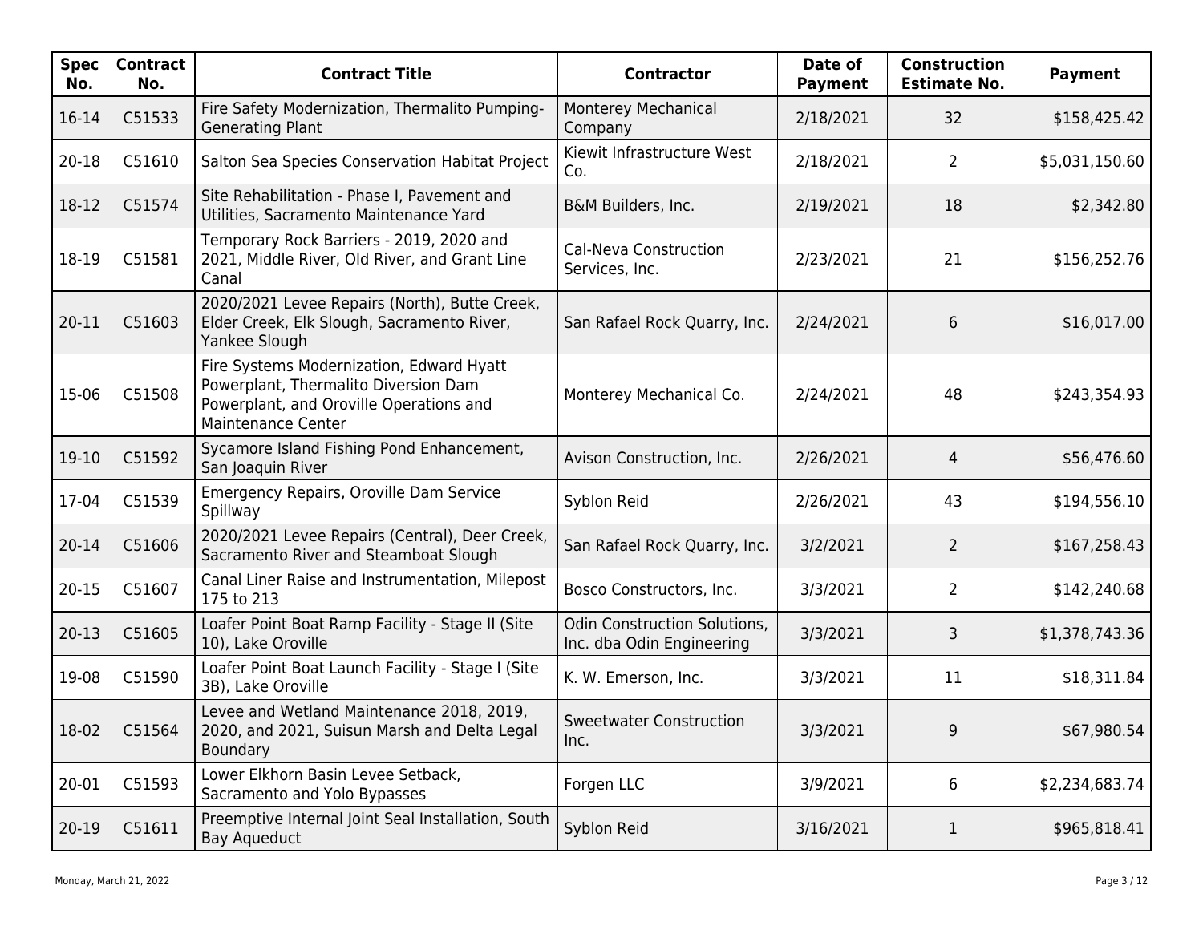| Spec No. | Contract No. | Contract Title | Contractor | Date of Payment | Construction Estimate No. | Payment |
|---|---|---|---|---|---|---|
| 16-14 | C51533 | Fire Safety Modernization, Thermalito Pumping-Generating Plant | Monterey Mechanical Company | 2/18/2021 | 32 | $158,425.42 |
| 20-18 | C51610 | Salton Sea Species Conservation Habitat Project | Kiewit Infrastructure West Co. | 2/18/2021 | 2 | $5,031,150.60 |
| 18-12 | C51574 | Site Rehabilitation - Phase I, Pavement and Utilities, Sacramento Maintenance Yard | B&M Builders, Inc. | 2/19/2021 | 18 | $2,342.80 |
| 18-19 | C51581 | Temporary Rock Barriers - 2019, 2020 and 2021, Middle River, Old River, and Grant Line Canal | Cal-Neva Construction Services, Inc. | 2/23/2021 | 21 | $156,252.76 |
| 20-11 | C51603 | 2020/2021 Levee Repairs (North), Butte Creek, Elder Creek, Elk Slough, Sacramento River, Yankee Slough | San Rafael Rock Quarry, Inc. | 2/24/2021 | 6 | $16,017.00 |
| 15-06 | C51508 | Fire Systems Modernization, Edward Hyatt Powerplant, Thermalito Diversion Dam Powerplant, and Oroville Operations and Maintenance Center | Monterey Mechanical Co. | 2/24/2021 | 48 | $243,354.93 |
| 19-10 | C51592 | Sycamore Island Fishing Pond Enhancement, San Joaquin River | Avison Construction, Inc. | 2/26/2021 | 4 | $56,476.60 |
| 17-04 | C51539 | Emergency Repairs, Oroville Dam Service Spillway | Syblon Reid | 2/26/2021 | 43 | $194,556.10 |
| 20-14 | C51606 | 2020/2021 Levee Repairs (Central), Deer Creek, Sacramento River and Steamboat Slough | San Rafael Rock Quarry, Inc. | 3/2/2021 | 2 | $167,258.43 |
| 20-15 | C51607 | Canal Liner Raise and Instrumentation, Milepost 175 to 213 | Bosco Constructors, Inc. | 3/3/2021 | 2 | $142,240.68 |
| 20-13 | C51605 | Loafer Point Boat Ramp Facility - Stage II (Site 10), Lake Oroville | Odin Construction Solutions, Inc. dba Odin Engineering | 3/3/2021 | 3 | $1,378,743.36 |
| 19-08 | C51590 | Loafer Point Boat Launch Facility - Stage I (Site 3B), Lake Oroville | K. W. Emerson, Inc. | 3/3/2021 | 11 | $18,311.84 |
| 18-02 | C51564 | Levee and Wetland Maintenance 2018, 2019, 2020, and 2021, Suisun Marsh and Delta Legal Boundary | Sweetwater Construction Inc. | 3/3/2021 | 9 | $67,980.54 |
| 20-01 | C51593 | Lower Elkhorn Basin Levee Setback, Sacramento and Yolo Bypasses | Forgen LLC | 3/9/2021 | 6 | $2,234,683.74 |
| 20-19 | C51611 | Preemptive Internal Joint Seal Installation, South Bay Aqueduct | Syblon Reid | 3/16/2021 | 1 | $965,818.41 |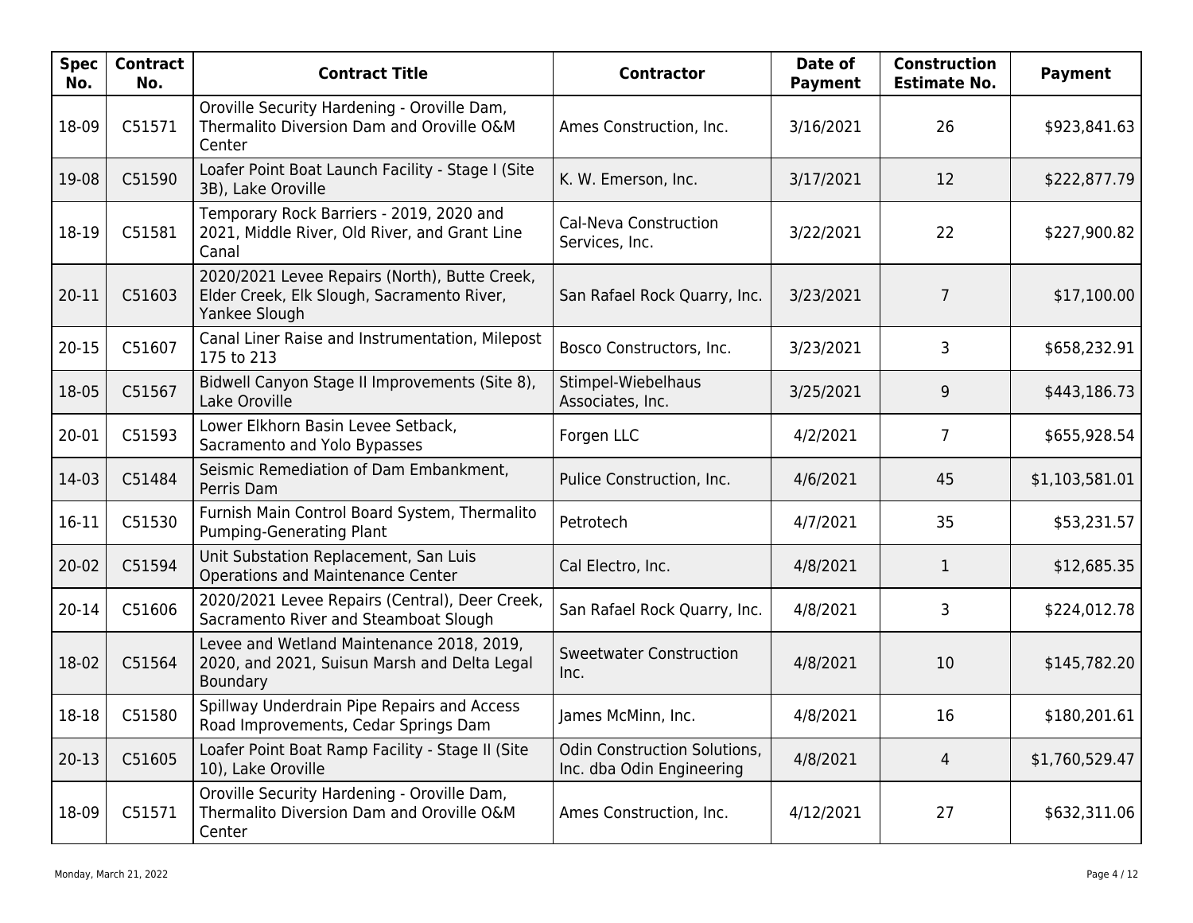| Spec No. | Contract No. | Contract Title | Contractor | Date of Payment | Construction Estimate No. | Payment |
|---|---|---|---|---|---|---|
| 18-09 | C51571 | Oroville Security Hardening - Oroville Dam, Thermalito Diversion Dam and Oroville O&M Center | Ames Construction, Inc. | 3/16/2021 | 26 | $923,841.63 |
| 19-08 | C51590 | Loafer Point Boat Launch Facility - Stage I (Site 3B), Lake Oroville | K. W. Emerson, Inc. | 3/17/2021 | 12 | $222,877.79 |
| 18-19 | C51581 | Temporary Rock Barriers - 2019, 2020 and 2021, Middle River, Old River, and Grant Line Canal | Cal-Neva Construction Services, Inc. | 3/22/2021 | 22 | $227,900.82 |
| 20-11 | C51603 | 2020/2021 Levee Repairs (North), Butte Creek, Elder Creek, Elk Slough, Sacramento River, Yankee Slough | San Rafael Rock Quarry, Inc. | 3/23/2021 | 7 | $17,100.00 |
| 20-15 | C51607 | Canal Liner Raise and Instrumentation, Milepost 175 to 213 | Bosco Constructors, Inc. | 3/23/2021 | 3 | $658,232.91 |
| 18-05 | C51567 | Bidwell Canyon Stage II Improvements (Site 8), Lake Oroville | Stimpel-Wiebelhaus Associates, Inc. | 3/25/2021 | 9 | $443,186.73 |
| 20-01 | C51593 | Lower Elkhorn Basin Levee Setback, Sacramento and Yolo Bypasses | Forgen LLC | 4/2/2021 | 7 | $655,928.54 |
| 14-03 | C51484 | Seismic Remediation of Dam Embankment, Perris Dam | Pulice Construction, Inc. | 4/6/2021 | 45 | $1,103,581.01 |
| 16-11 | C51530 | Furnish Main Control Board System, Thermalito Pumping-Generating Plant | Petrotech | 4/7/2021 | 35 | $53,231.57 |
| 20-02 | C51594 | Unit Substation Replacement, San Luis Operations and Maintenance Center | Cal Electro, Inc. | 4/8/2021 | 1 | $12,685.35 |
| 20-14 | C51606 | 2020/2021 Levee Repairs (Central), Deer Creek, Sacramento River and Steamboat Slough | San Rafael Rock Quarry, Inc. | 4/8/2021 | 3 | $224,012.78 |
| 18-02 | C51564 | Levee and Wetland Maintenance 2018, 2019, 2020, and 2021, Suisun Marsh and Delta Legal Boundary | Sweetwater Construction Inc. | 4/8/2021 | 10 | $145,782.20 |
| 18-18 | C51580 | Spillway Underdrain Pipe Repairs and Access Road Improvements, Cedar Springs Dam | James McMinn, Inc. | 4/8/2021 | 16 | $180,201.61 |
| 20-13 | C51605 | Loafer Point Boat Ramp Facility - Stage II (Site 10), Lake Oroville | Odin Construction Solutions, Inc. dba Odin Engineering | 4/8/2021 | 4 | $1,760,529.47 |
| 18-09 | C51571 | Oroville Security Hardening - Oroville Dam, Thermalito Diversion Dam and Oroville O&M Center | Ames Construction, Inc. | 4/12/2021 | 27 | $632,311.06 |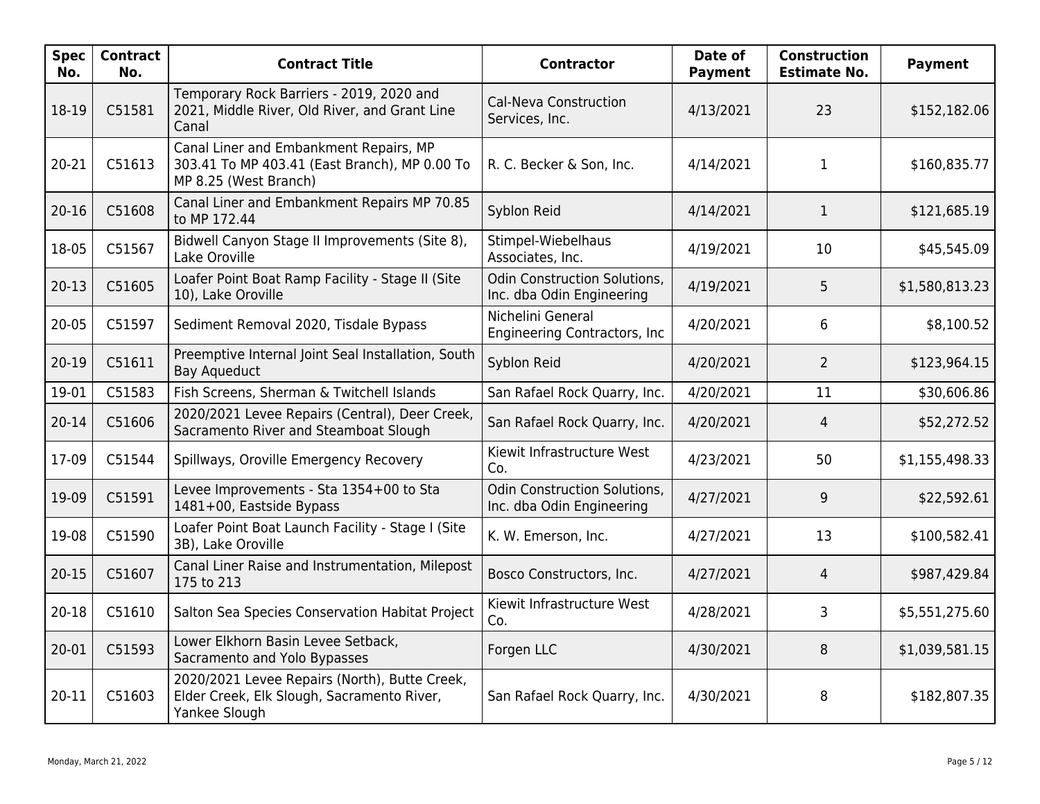| Spec No. | Contract No. | Contract Title | Contractor | Date of Payment | Construction Estimate No. | Payment |
|---|---|---|---|---|---|---|
| 18-19 | C51581 | Temporary Rock Barriers - 2019, 2020 and 2021, Middle River, Old River, and Grant Line Canal | Cal-Neva Construction Services, Inc. | 4/13/2021 | 23 | $152,182.06 |
| 20-21 | C51613 | Canal Liner and Embankment Repairs, MP 303.41 To MP 403.41 (East Branch), MP 0.00 To MP 8.25 (West Branch) | R. C. Becker & Son, Inc. | 4/14/2021 | 1 | $160,835.77 |
| 20-16 | C51608 | Canal Liner and Embankment Repairs MP 70.85 to MP 172.44 | Syblon Reid | 4/14/2021 | 1 | $121,685.19 |
| 18-05 | C51567 | Bidwell Canyon Stage II Improvements (Site 8), Lake Oroville | Stimpel-Wiebelhaus Associates, Inc. | 4/19/2021 | 10 | $45,545.09 |
| 20-13 | C51605 | Loafer Point Boat Ramp Facility - Stage II (Site 10), Lake Oroville | Odin Construction Solutions, Inc. dba Odin Engineering | 4/19/2021 | 5 | $1,580,813.23 |
| 20-05 | C51597 | Sediment Removal 2020, Tisdale Bypass | Nichelini General Engineering Contractors, Inc | 4/20/2021 | 6 | $8,100.52 |
| 20-19 | C51611 | Preemptive Internal Joint Seal Installation, South Bay Aqueduct | Syblon Reid | 4/20/2021 | 2 | $123,964.15 |
| 19-01 | C51583 | Fish Screens, Sherman & Twitchell Islands | San Rafael Rock Quarry, Inc. | 4/20/2021 | 11 | $30,606.86 |
| 20-14 | C51606 | 2020/2021 Levee Repairs (Central), Deer Creek, Sacramento River and Steamboat Slough | San Rafael Rock Quarry, Inc. | 4/20/2021 | 4 | $52,272.52 |
| 17-09 | C51544 | Spillways, Oroville Emergency Recovery | Kiewit Infrastructure West Co. | 4/23/2021 | 50 | $1,155,498.33 |
| 19-09 | C51591 | Levee Improvements - Sta 1354+00 to Sta 1481+00, Eastside Bypass | Odin Construction Solutions, Inc. dba Odin Engineering | 4/27/2021 | 9 | $22,592.61 |
| 19-08 | C51590 | Loafer Point Boat Launch Facility - Stage I (Site 3B), Lake Oroville | K. W. Emerson, Inc. | 4/27/2021 | 13 | $100,582.41 |
| 20-15 | C51607 | Canal Liner Raise and Instrumentation, Milepost 175 to 213 | Bosco Constructors, Inc. | 4/27/2021 | 4 | $987,429.84 |
| 20-18 | C51610 | Salton Sea Species Conservation Habitat Project | Kiewit Infrastructure West Co. | 4/28/2021 | 3 | $5,551,275.60 |
| 20-01 | C51593 | Lower Elkhorn Basin Levee Setback, Sacramento and Yolo Bypasses | Forgen LLC | 4/30/2021 | 8 | $1,039,581.15 |
| 20-11 | C51603 | 2020/2021 Levee Repairs (North), Butte Creek, Elder Creek, Elk Slough, Sacramento River, Yankee Slough | San Rafael Rock Quarry, Inc. | 4/30/2021 | 8 | $182,807.35 |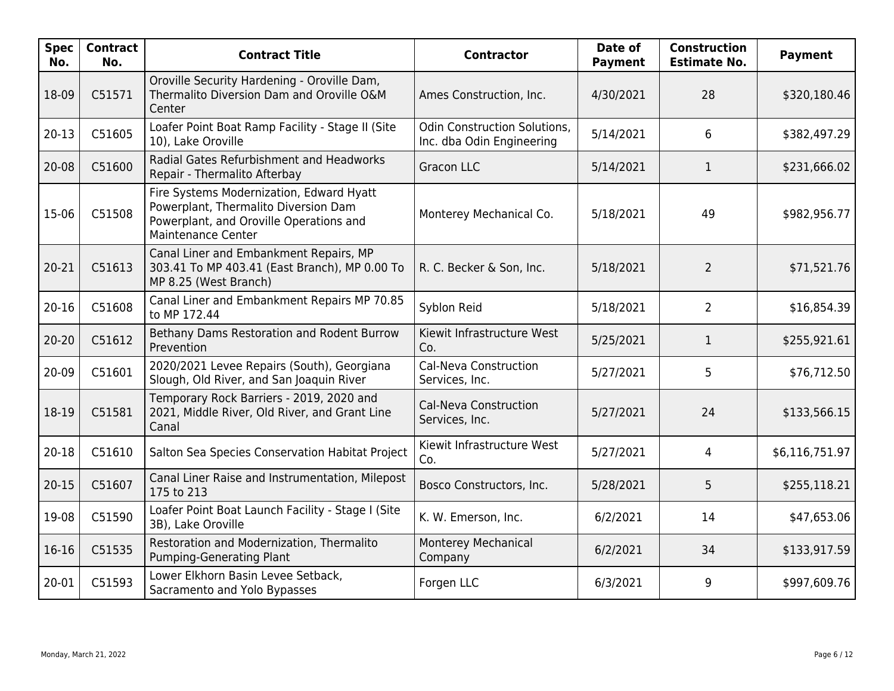| Spec No. | Contract No. | Contract Title | Contractor | Date of Payment | Construction Estimate No. | Payment |
|---|---|---|---|---|---|---|
| 18-09 | C51571 | Oroville Security Hardening - Oroville Dam, Thermalito Diversion Dam and Oroville O&M Center | Ames Construction, Inc. | 4/30/2021 | 28 | $320,180.46 |
| 20-13 | C51605 | Loafer Point Boat Ramp Facility - Stage II (Site 10), Lake Oroville | Odin Construction Solutions, Inc. dba Odin Engineering | 5/14/2021 | 6 | $382,497.29 |
| 20-08 | C51600 | Radial Gates Refurbishment and Headworks Repair - Thermalito Afterbay | Gracon LLC | 5/14/2021 | 1 | $231,666.02 |
| 15-06 | C51508 | Fire Systems Modernization, Edward Hyatt Powerplant, Thermalito Diversion Dam Powerplant, and Oroville Operations and Maintenance Center | Monterey Mechanical Co. | 5/18/2021 | 49 | $982,956.77 |
| 20-21 | C51613 | Canal Liner and Embankment Repairs, MP 303.41 To MP 403.41 (East Branch), MP 0.00 To MP 8.25 (West Branch) | R. C. Becker & Son, Inc. | 5/18/2021 | 2 | $71,521.76 |
| 20-16 | C51608 | Canal Liner and Embankment Repairs MP 70.85 to MP 172.44 | Syblon Reid | 5/18/2021 | 2 | $16,854.39 |
| 20-20 | C51612 | Bethany Dams Restoration and Rodent Burrow Prevention | Kiewit Infrastructure West Co. | 5/25/2021 | 1 | $255,921.61 |
| 20-09 | C51601 | 2020/2021 Levee Repairs (South), Georgiana Slough, Old River, and San Joaquin River | Cal-Neva Construction Services, Inc. | 5/27/2021 | 5 | $76,712.50 |
| 18-19 | C51581 | Temporary Rock Barriers - 2019, 2020 and 2021, Middle River, Old River, and Grant Line Canal | Cal-Neva Construction Services, Inc. | 5/27/2021 | 24 | $133,566.15 |
| 20-18 | C51610 | Salton Sea Species Conservation Habitat Project | Kiewit Infrastructure West Co. | 5/27/2021 | 4 | $6,116,751.97 |
| 20-15 | C51607 | Canal Liner Raise and Instrumentation, Milepost 175 to 213 | Bosco Constructors, Inc. | 5/28/2021 | 5 | $255,118.21 |
| 19-08 | C51590 | Loafer Point Boat Launch Facility - Stage I (Site 3B), Lake Oroville | K. W. Emerson, Inc. | 6/2/2021 | 14 | $47,653.06 |
| 16-16 | C51535 | Restoration and Modernization, Thermalito Pumping-Generating Plant | Monterey Mechanical Company | 6/2/2021 | 34 | $133,917.59 |
| 20-01 | C51593 | Lower Elkhorn Basin Levee Setback, Sacramento and Yolo Bypasses | Forgen LLC | 6/3/2021 | 9 | $997,609.76 |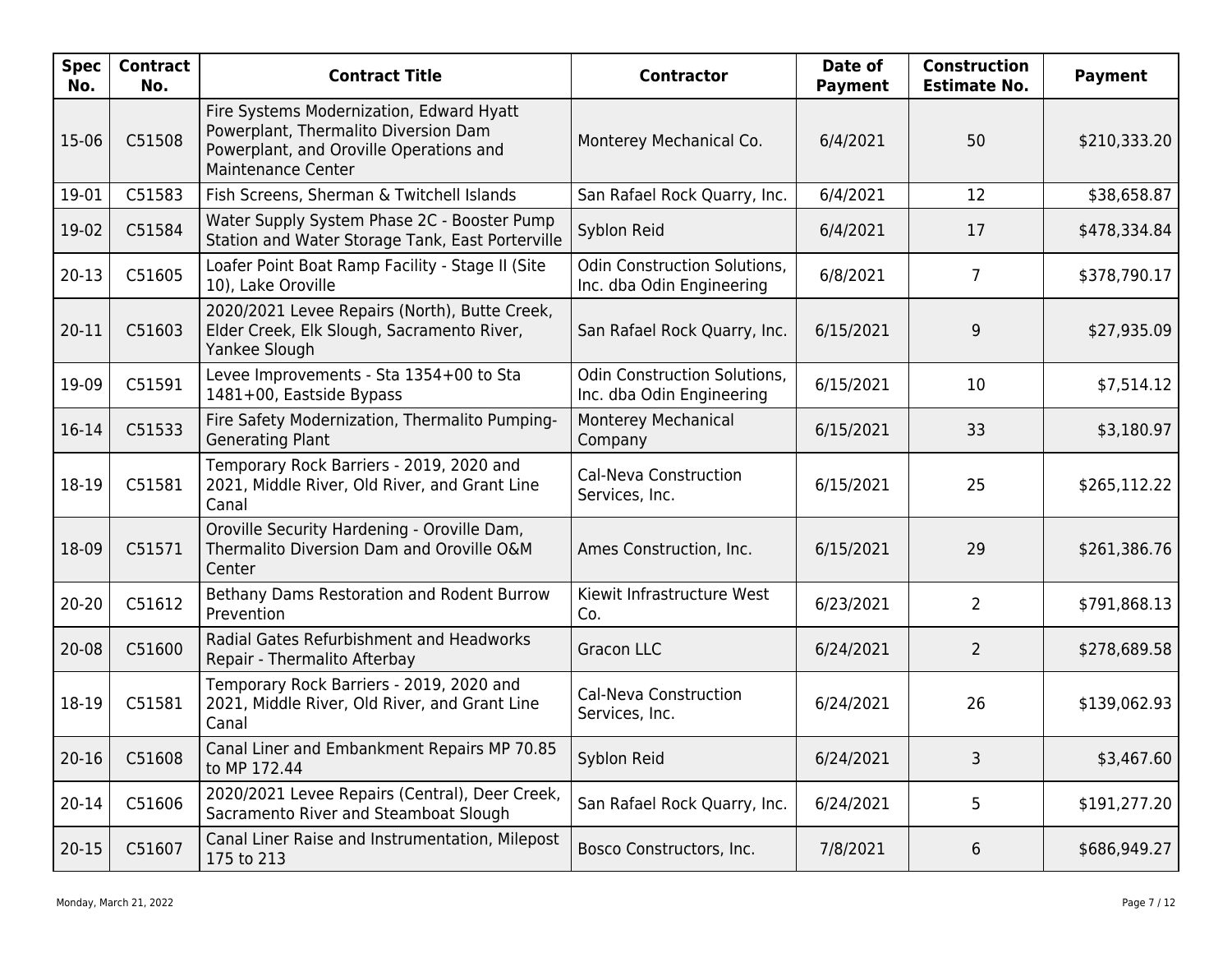| Spec No. | Contract No. | Contract Title | Contractor | Date of Payment | Construction Estimate No. | Payment |
|---|---|---|---|---|---|---|
| 15-06 | C51508 | Fire Systems Modernization, Edward Hyatt Powerplant, Thermalito Diversion Dam Powerplant, and Oroville Operations and Maintenance Center | Monterey Mechanical Co. | 6/4/2021 | 50 | $210,333.20 |
| 19-01 | C51583 | Fish Screens, Sherman & Twitchell Islands | San Rafael Rock Quarry, Inc. | 6/4/2021 | 12 | $38,658.87 |
| 19-02 | C51584 | Water Supply System Phase 2C - Booster Pump Station and Water Storage Tank, East Porterville | Syblon Reid | 6/4/2021 | 17 | $478,334.84 |
| 20-13 | C51605 | Loafer Point Boat Ramp Facility - Stage II (Site 10), Lake Oroville | Odin Construction Solutions, Inc. dba Odin Engineering | 6/8/2021 | 7 | $378,790.17 |
| 20-11 | C51603 | 2020/2021 Levee Repairs (North), Butte Creek, Elder Creek, Elk Slough, Sacramento River, Yankee Slough | San Rafael Rock Quarry, Inc. | 6/15/2021 | 9 | $27,935.09 |
| 19-09 | C51591 | Levee Improvements - Sta 1354+00 to Sta 1481+00, Eastside Bypass | Odin Construction Solutions, Inc. dba Odin Engineering | 6/15/2021 | 10 | $7,514.12 |
| 16-14 | C51533 | Fire Safety Modernization, Thermalito Pumping-Generating Plant | Monterey Mechanical Company | 6/15/2021 | 33 | $3,180.97 |
| 18-19 | C51581 | Temporary Rock Barriers - 2019, 2020 and 2021, Middle River, Old River, and Grant Line Canal | Cal-Neva Construction Services, Inc. | 6/15/2021 | 25 | $265,112.22 |
| 18-09 | C51571 | Oroville Security Hardening - Oroville Dam, Thermalito Diversion Dam and Oroville O&M Center | Ames Construction, Inc. | 6/15/2021 | 29 | $261,386.76 |
| 20-20 | C51612 | Bethany Dams Restoration and Rodent Burrow Prevention | Kiewit Infrastructure West Co. | 6/23/2021 | 2 | $791,868.13 |
| 20-08 | C51600 | Radial Gates Refurbishment and Headworks Repair - Thermalito Afterbay | Gracon LLC | 6/24/2021 | 2 | $278,689.58 |
| 18-19 | C51581 | Temporary Rock Barriers - 2019, 2020 and 2021, Middle River, Old River, and Grant Line Canal | Cal-Neva Construction Services, Inc. | 6/24/2021 | 26 | $139,062.93 |
| 20-16 | C51608 | Canal Liner and Embankment Repairs MP 70.85 to MP 172.44 | Syblon Reid | 6/24/2021 | 3 | $3,467.60 |
| 20-14 | C51606 | 2020/2021 Levee Repairs (Central), Deer Creek, Sacramento River and Steamboat Slough | San Rafael Rock Quarry, Inc. | 6/24/2021 | 5 | $191,277.20 |
| 20-15 | C51607 | Canal Liner Raise and Instrumentation, Milepost 175 to 213 | Bosco Constructors, Inc. | 7/8/2021 | 6 | $686,949.27 |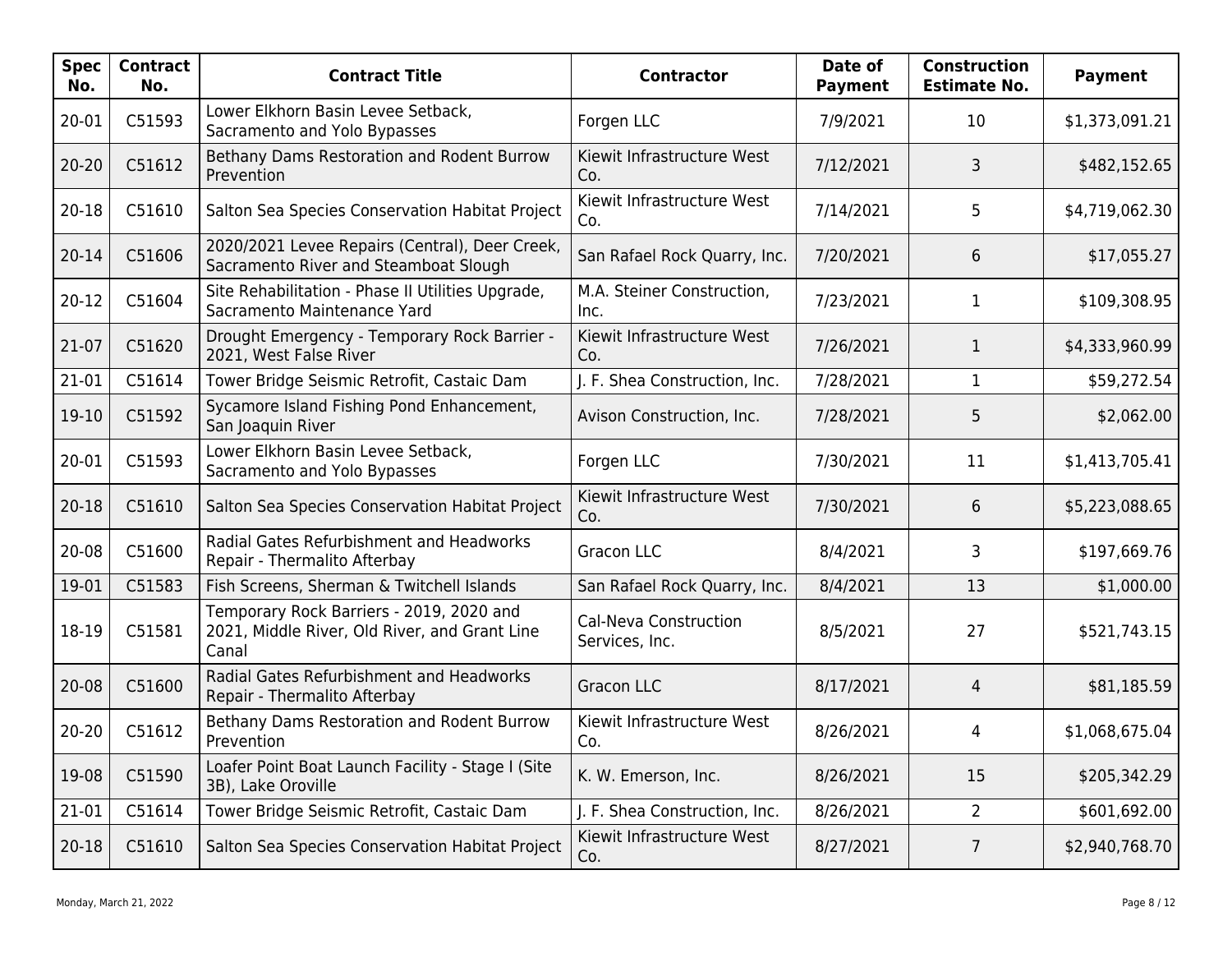| Spec No. | Contract No. | Contract Title | Contractor | Date of Payment | Construction Estimate No. | Payment |
|---|---|---|---|---|---|---|
| 20-01 | C51593 | Lower Elkhorn Basin Levee Setback, Sacramento and Yolo Bypasses | Forgen LLC | 7/9/2021 | 10 | $1,373,091.21 |
| 20-20 | C51612 | Bethany Dams Restoration and Rodent Burrow Prevention | Kiewit Infrastructure West Co. | 7/12/2021 | 3 | $482,152.65 |
| 20-18 | C51610 | Salton Sea Species Conservation Habitat Project | Kiewit Infrastructure West Co. | 7/14/2021 | 5 | $4,719,062.30 |
| 20-14 | C51606 | 2020/2021 Levee Repairs (Central), Deer Creek, Sacramento River and Steamboat Slough | San Rafael Rock Quarry, Inc. | 7/20/2021 | 6 | $17,055.27 |
| 20-12 | C51604 | Site Rehabilitation - Phase II Utilities Upgrade, Sacramento Maintenance Yard | M.A. Steiner Construction, Inc. | 7/23/2021 | 1 | $109,308.95 |
| 21-07 | C51620 | Drought Emergency - Temporary Rock Barrier - 2021, West False River | Kiewit Infrastructure West Co. | 7/26/2021 | 1 | $4,333,960.99 |
| 21-01 | C51614 | Tower Bridge Seismic Retrofit, Castaic Dam | J. F. Shea Construction, Inc. | 7/28/2021 | 1 | $59,272.54 |
| 19-10 | C51592 | Sycamore Island Fishing Pond Enhancement, San Joaquin River | Avison Construction, Inc. | 7/28/2021 | 5 | $2,062.00 |
| 20-01 | C51593 | Lower Elkhorn Basin Levee Setback, Sacramento and Yolo Bypasses | Forgen LLC | 7/30/2021 | 11 | $1,413,705.41 |
| 20-18 | C51610 | Salton Sea Species Conservation Habitat Project | Kiewit Infrastructure West Co. | 7/30/2021 | 6 | $5,223,088.65 |
| 20-08 | C51600 | Radial Gates Refurbishment and Headworks Repair - Thermalito Afterbay | Gracon LLC | 8/4/2021 | 3 | $197,669.76 |
| 19-01 | C51583 | Fish Screens, Sherman & Twitchell Islands | San Rafael Rock Quarry, Inc. | 8/4/2021 | 13 | $1,000.00 |
| 18-19 | C51581 | Temporary Rock Barriers - 2019, 2020 and 2021, Middle River, Old River, and Grant Line Canal | Cal-Neva Construction Services, Inc. | 8/5/2021 | 27 | $521,743.15 |
| 20-08 | C51600 | Radial Gates Refurbishment and Headworks Repair - Thermalito Afterbay | Gracon LLC | 8/17/2021 | 4 | $81,185.59 |
| 20-20 | C51612 | Bethany Dams Restoration and Rodent Burrow Prevention | Kiewit Infrastructure West Co. | 8/26/2021 | 4 | $1,068,675.04 |
| 19-08 | C51590 | Loafer Point Boat Launch Facility - Stage I (Site 3B), Lake Oroville | K. W. Emerson, Inc. | 8/26/2021 | 15 | $205,342.29 |
| 21-01 | C51614 | Tower Bridge Seismic Retrofit, Castaic Dam | J. F. Shea Construction, Inc. | 8/26/2021 | 2 | $601,692.00 |
| 20-18 | C51610 | Salton Sea Species Conservation Habitat Project | Kiewit Infrastructure West Co. | 8/27/2021 | 7 | $2,940,768.70 |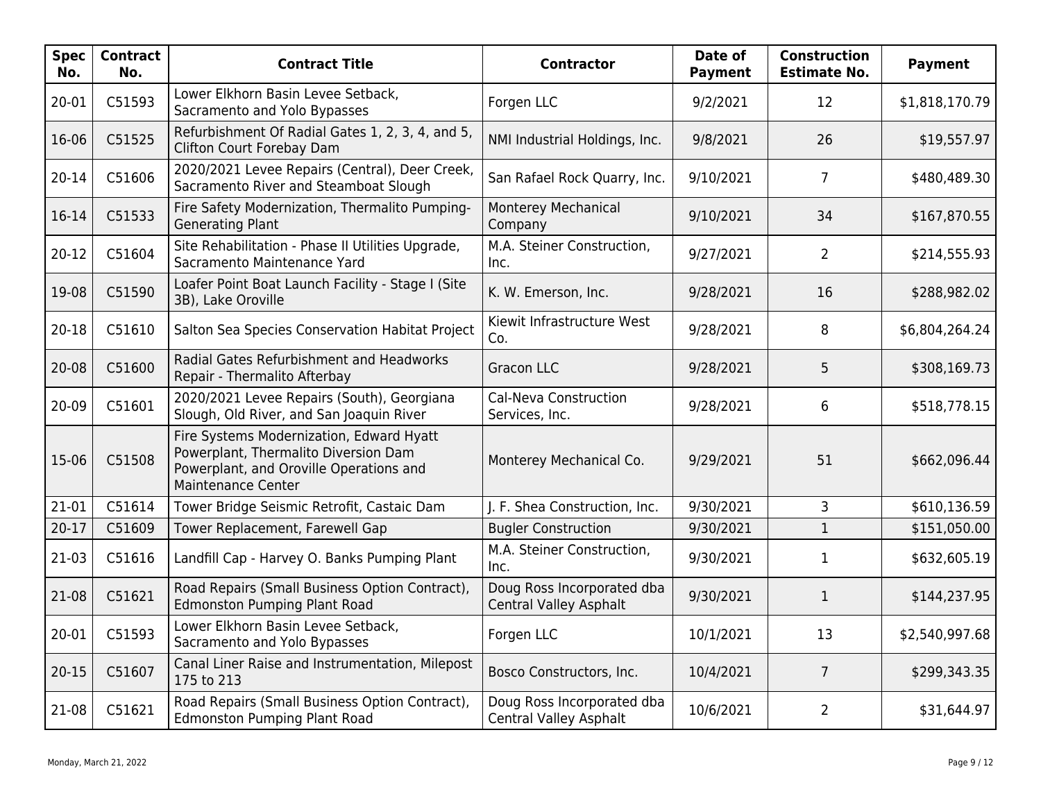| Spec No. | Contract No. | Contract Title | Contractor | Date of Payment | Construction Estimate No. | Payment |
|---|---|---|---|---|---|---|
| 20-01 | C51593 | Lower Elkhorn Basin Levee Setback, Sacramento and Yolo Bypasses | Forgen LLC | 9/2/2021 | 12 | $1,818,170.79 |
| 16-06 | C51525 | Refurbishment Of Radial Gates 1, 2, 3, 4, and 5, Clifton Court Forebay Dam | NMI Industrial Holdings, Inc. | 9/8/2021 | 26 | $19,557.97 |
| 20-14 | C51606 | 2020/2021 Levee Repairs (Central), Deer Creek, Sacramento River and Steamboat Slough | San Rafael Rock Quarry, Inc. | 9/10/2021 | 7 | $480,489.30 |
| 16-14 | C51533 | Fire Safety Modernization, Thermalito Pumping-Generating Plant | Monterey Mechanical Company | 9/10/2021 | 34 | $167,870.55 |
| 20-12 | C51604 | Site Rehabilitation - Phase II Utilities Upgrade, Sacramento Maintenance Yard | M.A. Steiner Construction, Inc. | 9/27/2021 | 2 | $214,555.93 |
| 19-08 | C51590 | Loafer Point Boat Launch Facility - Stage I (Site 3B), Lake Oroville | K. W. Emerson, Inc. | 9/28/2021 | 16 | $288,982.02 |
| 20-18 | C51610 | Salton Sea Species Conservation Habitat Project | Kiewit Infrastructure West Co. | 9/28/2021 | 8 | $6,804,264.24 |
| 20-08 | C51600 | Radial Gates Refurbishment and Headworks Repair - Thermalito Afterbay | Gracon LLC | 9/28/2021 | 5 | $308,169.73 |
| 20-09 | C51601 | 2020/2021 Levee Repairs (South), Georgiana Slough, Old River, and San Joaquin River | Cal-Neva Construction Services, Inc. | 9/28/2021 | 6 | $518,778.15 |
| 15-06 | C51508 | Fire Systems Modernization, Edward Hyatt Powerplant, Thermalito Diversion Dam Powerplant, and Oroville Operations and Maintenance Center | Monterey Mechanical Co. | 9/29/2021 | 51 | $662,096.44 |
| 21-01 | C51614 | Tower Bridge Seismic Retrofit, Castaic Dam | J. F. Shea Construction, Inc. | 9/30/2021 | 3 | $610,136.59 |
| 20-17 | C51609 | Tower Replacement, Farewell Gap | Bugler Construction | 9/30/2021 | 1 | $151,050.00 |
| 21-03 | C51616 | Landfill Cap - Harvey O. Banks Pumping Plant | M.A. Steiner Construction, Inc. | 9/30/2021 | 1 | $632,605.19 |
| 21-08 | C51621 | Road Repairs (Small Business Option Contract), Edmonston Pumping Plant Road | Doug Ross Incorporated dba Central Valley Asphalt | 9/30/2021 | 1 | $144,237.95 |
| 20-01 | C51593 | Lower Elkhorn Basin Levee Setback, Sacramento and Yolo Bypasses | Forgen LLC | 10/1/2021 | 13 | $2,540,997.68 |
| 20-15 | C51607 | Canal Liner Raise and Instrumentation, Milepost 175 to 213 | Bosco Constructors, Inc. | 10/4/2021 | 7 | $299,343.35 |
| 21-08 | C51621 | Road Repairs (Small Business Option Contract), Edmonston Pumping Plant Road | Doug Ross Incorporated dba Central Valley Asphalt | 10/6/2021 | 2 | $31,644.97 |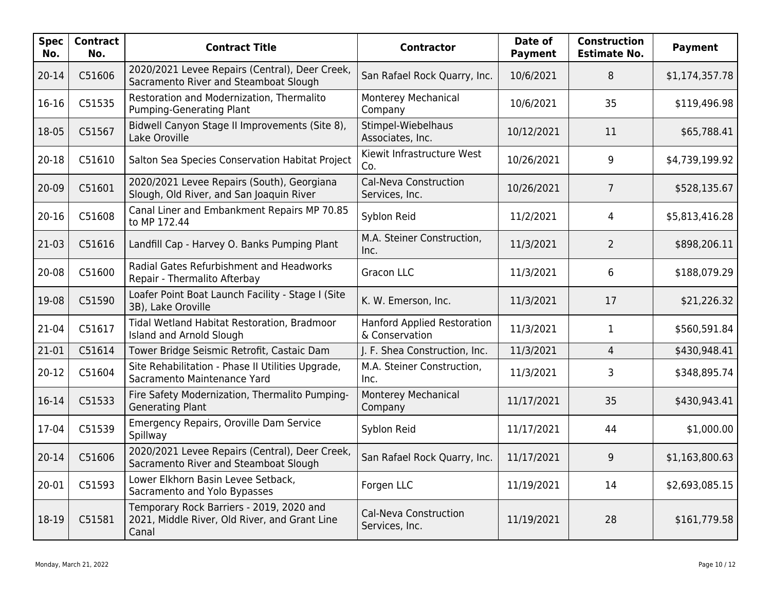| Spec No. | Contract No. | Contract Title | Contractor | Date of Payment | Construction Estimate No. | Payment |
|---|---|---|---|---|---|---|
| 20-14 | C51606 | 2020/2021 Levee Repairs (Central), Deer Creek, Sacramento River and Steamboat Slough | San Rafael Rock Quarry, Inc. | 10/6/2021 | 8 | $1,174,357.78 |
| 16-16 | C51535 | Restoration and Modernization, Thermalito Pumping-Generating Plant | Monterey Mechanical Company | 10/6/2021 | 35 | $119,496.98 |
| 18-05 | C51567 | Bidwell Canyon Stage II Improvements (Site 8), Lake Oroville | Stimpel-Wiebelhaus Associates, Inc. | 10/12/2021 | 11 | $65,788.41 |
| 20-18 | C51610 | Salton Sea Species Conservation Habitat Project | Kiewit Infrastructure West Co. | 10/26/2021 | 9 | $4,739,199.92 |
| 20-09 | C51601 | 2020/2021 Levee Repairs (South), Georgiana Slough, Old River, and San Joaquin River | Cal-Neva Construction Services, Inc. | 10/26/2021 | 7 | $528,135.67 |
| 20-16 | C51608 | Canal Liner and Embankment Repairs MP 70.85 to MP 172.44 | Syblon Reid | 11/2/2021 | 4 | $5,813,416.28 |
| 21-03 | C51616 | Landfill Cap - Harvey O. Banks Pumping Plant | M.A. Steiner Construction, Inc. | 11/3/2021 | 2 | $898,206.11 |
| 20-08 | C51600 | Radial Gates Refurbishment and Headworks Repair - Thermalito Afterbay | Gracon LLC | 11/3/2021 | 6 | $188,079.29 |
| 19-08 | C51590 | Loafer Point Boat Launch Facility - Stage I (Site 3B), Lake Oroville | K. W. Emerson, Inc. | 11/3/2021 | 17 | $21,226.32 |
| 21-04 | C51617 | Tidal Wetland Habitat Restoration, Bradmoor Island and Arnold Slough | Hanford Applied Restoration & Conservation | 11/3/2021 | 1 | $560,591.84 |
| 21-01 | C51614 | Tower Bridge Seismic Retrofit, Castaic Dam | J. F. Shea Construction, Inc. | 11/3/2021 | 4 | $430,948.41 |
| 20-12 | C51604 | Site Rehabilitation - Phase II Utilities Upgrade, Sacramento Maintenance Yard | M.A. Steiner Construction, Inc. | 11/3/2021 | 3 | $348,895.74 |
| 16-14 | C51533 | Fire Safety Modernization, Thermalito Pumping-Generating Plant | Monterey Mechanical Company | 11/17/2021 | 35 | $430,943.41 |
| 17-04 | C51539 | Emergency Repairs, Oroville Dam Service Spillway | Syblon Reid | 11/17/2021 | 44 | $1,000.00 |
| 20-14 | C51606 | 2020/2021 Levee Repairs (Central), Deer Creek, Sacramento River and Steamboat Slough | San Rafael Rock Quarry, Inc. | 11/17/2021 | 9 | $1,163,800.63 |
| 20-01 | C51593 | Lower Elkhorn Basin Levee Setback, Sacramento and Yolo Bypasses | Forgen LLC | 11/19/2021 | 14 | $2,693,085.15 |
| 18-19 | C51581 | Temporary Rock Barriers - 2019, 2020 and 2021, Middle River, Old River, and Grant Line Canal | Cal-Neva Construction Services, Inc. | 11/19/2021 | 28 | $161,779.58 |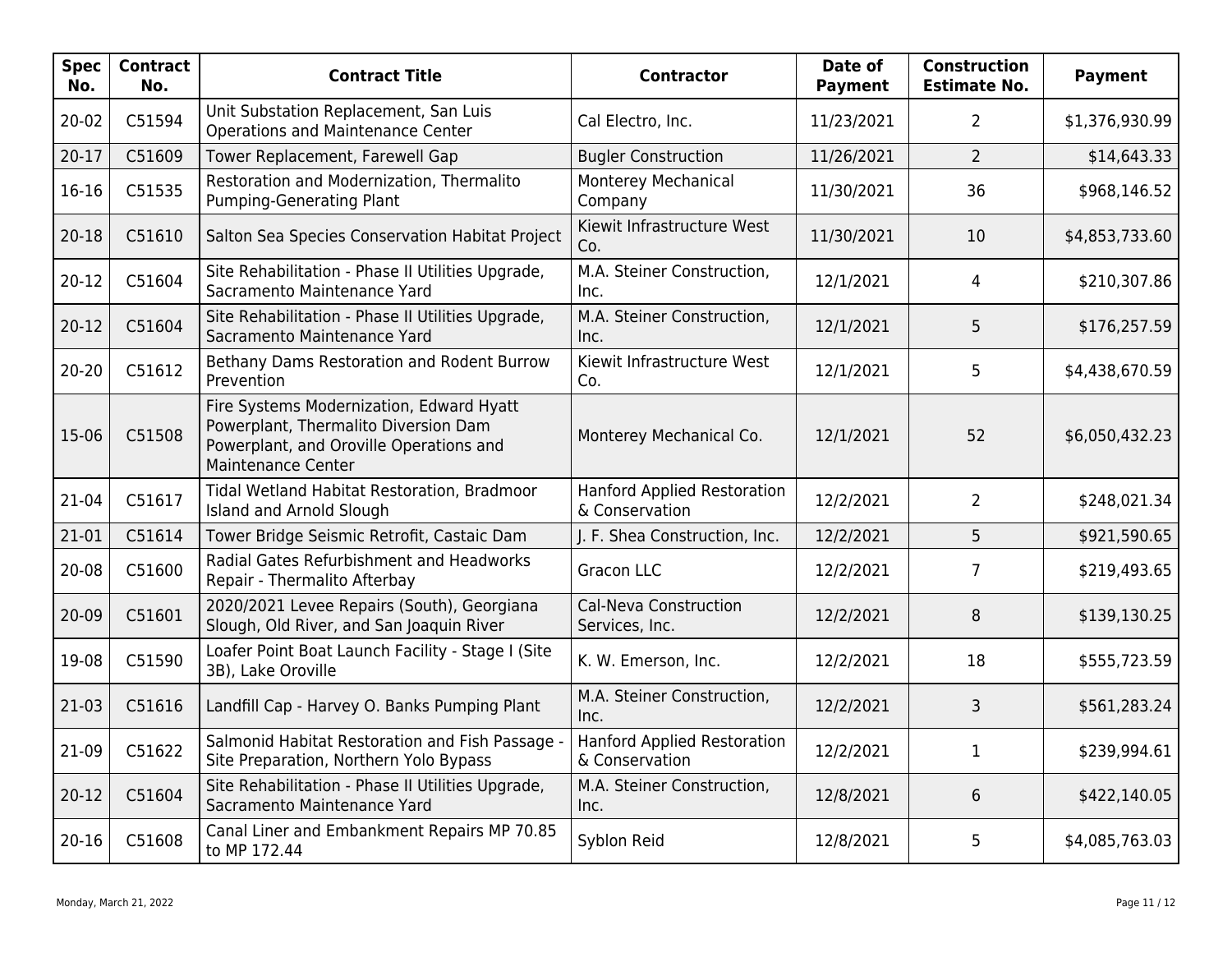| Spec No. | Contract No. | Contract Title | Contractor | Date of Payment | Construction Estimate No. | Payment |
|---|---|---|---|---|---|---|
| 20-02 | C51594 | Unit Substation Replacement, San Luis Operations and Maintenance Center | Cal Electro, Inc. | 11/23/2021 | 2 | $1,376,930.99 |
| 20-17 | C51609 | Tower Replacement, Farewell Gap | Bugler Construction | 11/26/2021 | 2 | $14,643.33 |
| 16-16 | C51535 | Restoration and Modernization, Thermalito Pumping-Generating Plant | Monterey Mechanical Company | 11/30/2021 | 36 | $968,146.52 |
| 20-18 | C51610 | Salton Sea Species Conservation Habitat Project | Kiewit Infrastructure West Co. | 11/30/2021 | 10 | $4,853,733.60 |
| 20-12 | C51604 | Site Rehabilitation - Phase II Utilities Upgrade, Sacramento Maintenance Yard | M.A. Steiner Construction, Inc. | 12/1/2021 | 4 | $210,307.86 |
| 20-12 | C51604 | Site Rehabilitation - Phase II Utilities Upgrade, Sacramento Maintenance Yard | M.A. Steiner Construction, Inc. | 12/1/2021 | 5 | $176,257.59 |
| 20-20 | C51612 | Bethany Dams Restoration and Rodent Burrow Prevention | Kiewit Infrastructure West Co. | 12/1/2021 | 5 | $4,438,670.59 |
| 15-06 | C51508 | Fire Systems Modernization, Edward Hyatt Powerplant, Thermalito Diversion Dam Powerplant, and Oroville Operations and Maintenance Center | Monterey Mechanical Co. | 12/1/2021 | 52 | $6,050,432.23 |
| 21-04 | C51617 | Tidal Wetland Habitat Restoration, Bradmoor Island and Arnold Slough | Hanford Applied Restoration & Conservation | 12/2/2021 | 2 | $248,021.34 |
| 21-01 | C51614 | Tower Bridge Seismic Retrofit, Castaic Dam | J. F. Shea Construction, Inc. | 12/2/2021 | 5 | $921,590.65 |
| 20-08 | C51600 | Radial Gates Refurbishment and Headworks Repair - Thermalito Afterbay | Gracon LLC | 12/2/2021 | 7 | $219,493.65 |
| 20-09 | C51601 | 2020/2021 Levee Repairs (South), Georgiana Slough, Old River, and San Joaquin River | Cal-Neva Construction Services, Inc. | 12/2/2021 | 8 | $139,130.25 |
| 19-08 | C51590 | Loafer Point Boat Launch Facility - Stage I (Site 3B), Lake Oroville | K. W. Emerson, Inc. | 12/2/2021 | 18 | $555,723.59 |
| 21-03 | C51616 | Landfill Cap - Harvey O. Banks Pumping Plant | M.A. Steiner Construction, Inc. | 12/2/2021 | 3 | $561,283.24 |
| 21-09 | C51622 | Salmonid Habitat Restoration and Fish Passage - Site Preparation, Northern Yolo Bypass | Hanford Applied Restoration & Conservation | 12/2/2021 | 1 | $239,994.61 |
| 20-12 | C51604 | Site Rehabilitation - Phase II Utilities Upgrade, Sacramento Maintenance Yard | M.A. Steiner Construction, Inc. | 12/8/2021 | 6 | $422,140.05 |
| 20-16 | C51608 | Canal Liner and Embankment Repairs MP 70.85 to MP 172.44 | Syblon Reid | 12/8/2021 | 5 | $4,085,763.03 |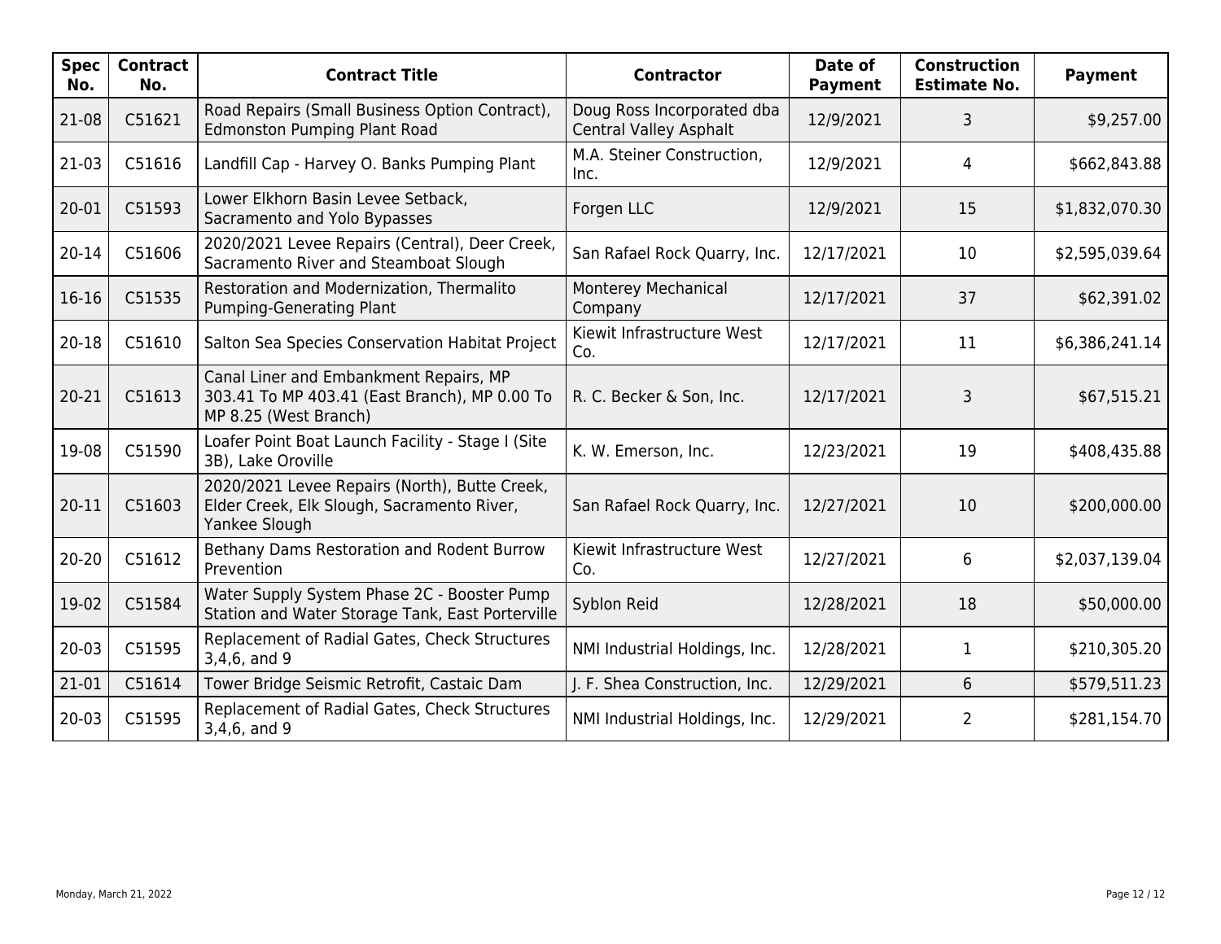| Spec No. | Contract No. | Contract Title | Contractor | Date of Payment | Construction Estimate No. | Payment |
|---|---|---|---|---|---|---|
| 21-08 | C51621 | Road Repairs (Small Business Option Contract), Edmonston Pumping Plant Road | Doug Ross Incorporated dba Central Valley Asphalt | 12/9/2021 | 3 | $9,257.00 |
| 21-03 | C51616 | Landfill Cap - Harvey O. Banks Pumping Plant | M.A. Steiner Construction, Inc. | 12/9/2021 | 4 | $662,843.88 |
| 20-01 | C51593 | Lower Elkhorn Basin Levee Setback, Sacramento and Yolo Bypasses | Forgen LLC | 12/9/2021 | 15 | $1,832,070.30 |
| 20-14 | C51606 | 2020/2021 Levee Repairs (Central), Deer Creek, Sacramento River and Steamboat Slough | San Rafael Rock Quarry, Inc. | 12/17/2021 | 10 | $2,595,039.64 |
| 16-16 | C51535 | Restoration and Modernization, Thermalito Pumping-Generating Plant | Monterey Mechanical Company | 12/17/2021 | 37 | $62,391.02 |
| 20-18 | C51610 | Salton Sea Species Conservation Habitat Project | Kiewit Infrastructure West Co. | 12/17/2021 | 11 | $6,386,241.14 |
| 20-21 | C51613 | Canal Liner and Embankment Repairs, MP 303.41 To MP 403.41 (East Branch), MP 0.00 To MP 8.25 (West Branch) | R. C. Becker & Son, Inc. | 12/17/2021 | 3 | $67,515.21 |
| 19-08 | C51590 | Loafer Point Boat Launch Facility - Stage I (Site 3B), Lake Oroville | K. W. Emerson, Inc. | 12/23/2021 | 19 | $408,435.88 |
| 20-11 | C51603 | 2020/2021 Levee Repairs (North), Butte Creek, Elder Creek, Elk Slough, Sacramento River, Yankee Slough | San Rafael Rock Quarry, Inc. | 12/27/2021 | 10 | $200,000.00 |
| 20-20 | C51612 | Bethany Dams Restoration and Rodent Burrow Prevention | Kiewit Infrastructure West Co. | 12/27/2021 | 6 | $2,037,139.04 |
| 19-02 | C51584 | Water Supply System Phase 2C - Booster Pump Station and Water Storage Tank, East Porterville | Syblon Reid | 12/28/2021 | 18 | $50,000.00 |
| 20-03 | C51595 | Replacement of Radial Gates, Check Structures 3,4,6, and 9 | NMI Industrial Holdings, Inc. | 12/28/2021 | 1 | $210,305.20 |
| 21-01 | C51614 | Tower Bridge Seismic Retrofit, Castaic Dam | J. F. Shea Construction, Inc. | 12/29/2021 | 6 | $579,511.23 |
| 20-03 | C51595 | Replacement of Radial Gates, Check Structures 3,4,6, and 9 | NMI Industrial Holdings, Inc. | 12/29/2021 | 2 | $281,154.70 |

Monday, March 21, 2022